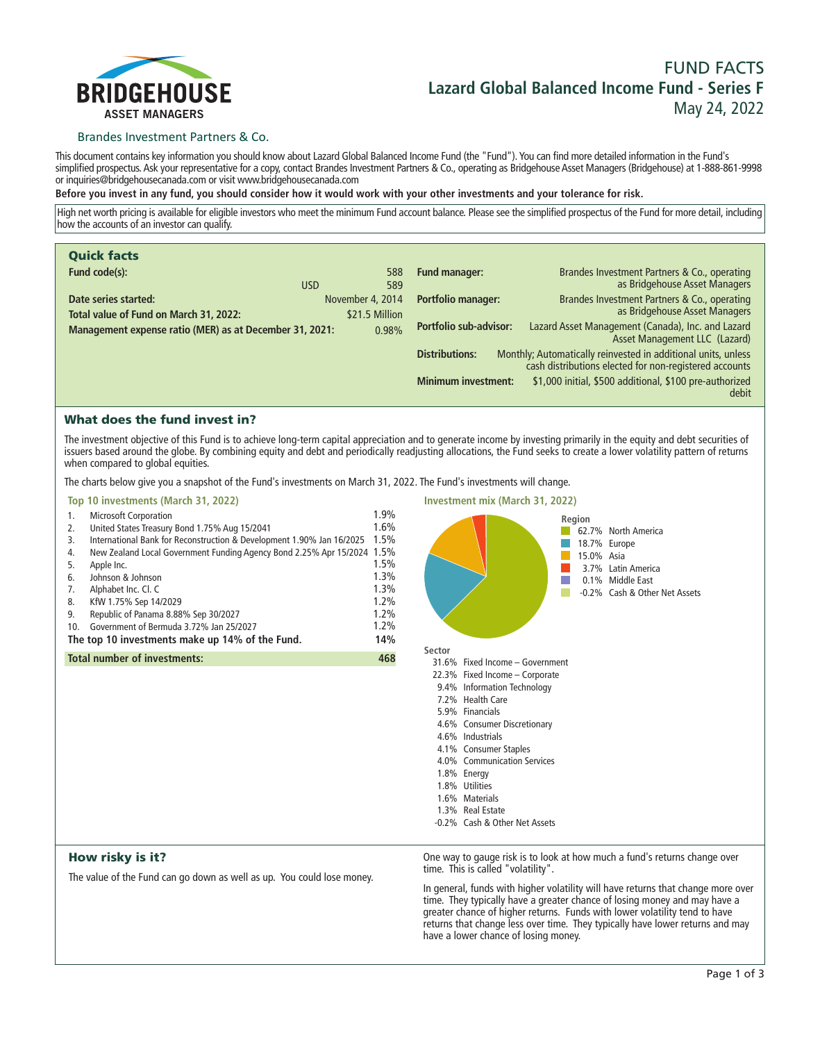BRIDGEHOUSE
ASSET MANAGERS

Brandes Investment Partners & Co.

# FUND FACTS
## Lazard Global Balanced Income Fund - Series F
May 24, 2022

This document contains key information you should know about Lazard Global Balanced Income Fund (the "Fund"). You can find more detailed information in the Fund's simplified prospectus. Ask your representative for a copy, contact Brandes Investment Partners & Co., operating as Bridgehouse Asset Managers (Bridgehouse) at 1-888-861-9998 or inquiries@bridgehousecanada.com or visit www.bridgehousecanada.com

**Before you invest in any fund, you should consider how it would work with your other investments and your tolerance for risk.**

High net worth pricing is available for eligible investors who meet the minimum Fund account balance. Please see the simplified prospectus of the Fund for more detail, including how the accounts of an investor can qualify.

## Quick facts

| | |
|---|---|
| **Fund code(s):** | 588 |
| USD | 589 |
| **Date series started:** | November 4, 2014 |
| **Total value of Fund on March 31, 2022:** | $21.5 Million |
| **Management expense ratio (MER) as at December 31, 2021:** | 0.98% |

| | |
|---|---|
| **Fund manager:** | Brandes Investment Partners & Co., operating as Bridgehouse Asset Managers |
| **Portfolio manager:** | Brandes Investment Partners & Co., operating as Bridgehouse Asset Managers |
| **Portfolio sub-advisor:** | Lazard Asset Management (Canada), Inc. and Lazard Asset Management LLC (Lazard) |
| **Distributions:** | Monthly; Automatically reinvested in additional units, unless cash distributions elected for non-registered accounts |
| **Minimum investment:** | $1,000 initial, $500 additional, $100 pre-authorized debit |

## What does the fund invest in?

The investment objective of this Fund is to achieve long-term capital appreciation and to generate income by investing primarily in the equity and debt securities of issuers based around the globe. By combining equity and debt and periodically readjusting allocations, the Fund seeks to create a lower volatility pattern of returns when compared to global equities.

The charts below give you a snapshot of the Fund's investments on March 31, 2022. The Fund's investments will change.

### Top 10 investments (March 31, 2022)

| | | |
|---|---|---|
| 1. | Microsoft Corporation | 1.9% |
| 2. | United States Treasury Bond 1.75% Aug 15/2041 | 1.6% |
| 3. | International Bank for Reconstruction & Development 1.90% Jan 16/2025 | 1.5% |
| 4. | New Zealand Local Government Funding Agency Bond 2.25% Apr 15/2024 | 1.5% |
| 5. | Apple Inc. | 1.5% |
| 6. | Johnson & Johnson | 1.3% |
| 7. | Alphabet Inc. Cl. C | 1.3% |
| 8. | KfW 1.75% Sep 14/2029 | 1.2% |
| 9. | Republic of Panama 8.88% Sep 30/2027 | 1.2% |
| 10. | Government of Bermuda 3.72% Jan 25/2027 | 1.2% |
| **The top 10 investments make up 14% of the Fund.** | | **14%** |
| **Total number of investments:** | | **468** |

### Investment mix (March 31, 2022)

**Region**

| | |
|---|---|
| 62.7% | North America |
| 18.7% | Europe |
| 15.0% | Asia |
| 3.7% | Latin America |
| 0.1% | Middle East |
| -0.2% | Cash & Other Net Assets |

**Sector**

| | |
|---|---|
| 31.6% | Fixed Income – Government |
| 22.3% | Fixed Income – Corporate |
| 9.4% | Information Technology |
| 7.2% | Health Care |
| 5.9% | Financials |
| 4.6% | Consumer Discretionary |
| 4.6% | Industrials |
| 4.1% | Consumer Staples |
| 4.0% | Communication Services |
| 1.8% | Energy |
| 1.8% | Utilities |
| 1.6% | Materials |
| 1.3% | Real Estate |
| -0.2% | Cash & Other Net Assets |

## How risky is it?

The value of the Fund can go down as well as up. You could lose money.

One way to gauge risk is to look at how much a fund's returns change over time. This is called "volatility".

In general, funds with higher volatility will have returns that change more over time. They typically have a greater chance of losing money and may have a greater chance of higher returns. Funds with lower volatility tend to have returns that change less over time. They typically have lower returns and may have a lower chance of losing money.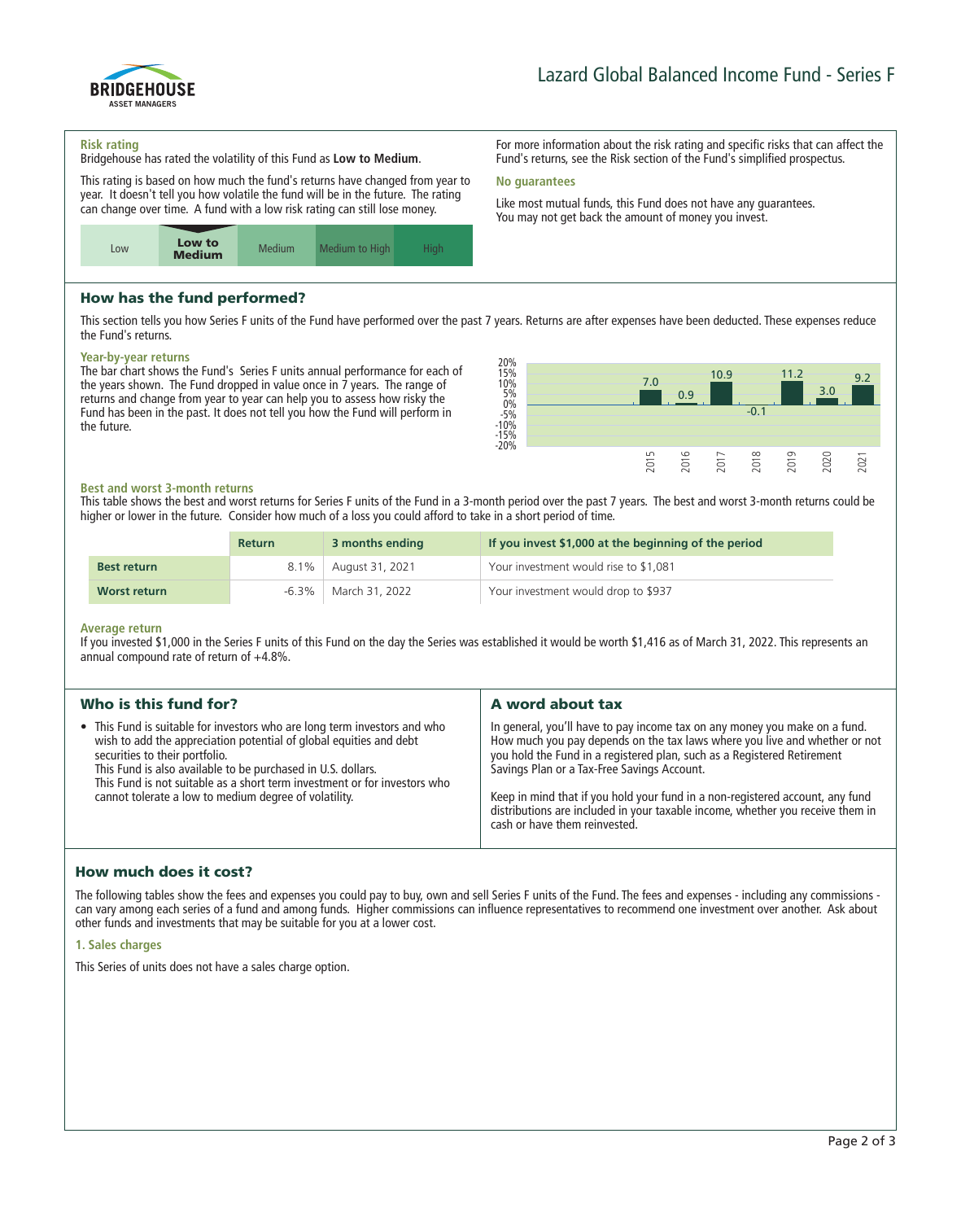## Risk rating

Bridgehouse has rated the volatility of this Fund as **Low to Medium**.

This rating is based on how much the fund's returns have changed from year to year. It doesn't tell you how volatile the fund will be in the future. The rating can change over time. A fund with a low risk rating can still lose money.

| Low | **Low to Medium** | Medium | Medium to High | High |
|---|---|---|---|---|

For more information about the risk rating and specific risks that can affect the Fund's returns, see the Risk section of the Fund's simplified prospectus.

## No guarantees

Like most mutual funds, this Fund does not have any guarantees. You may not get back the amount of money you invest.

## How has the fund performed?

This section tells you how Series F units of the Fund have performed over the past 7 years. Returns are after expenses have been deducted. These expenses reduce the Fund's returns.

### Year-by-year returns

The bar chart shows the Fund's Series F units annual performance for each of the years shown. The Fund dropped in value once in 7 years. The range of returns and change from year to year can help you to assess how risky the Fund has been in the past. It does not tell you how the Fund will perform in the future.

| Year | Return (%) |
|---|---|
| 2015 | 7.0 |
| 2016 | 0.9 |
| 2017 | 10.9 |
| 2018 | -0.1 |
| 2019 | 11.2 |
| 2020 | 3.0 |
| 2021 | 9.2 |

### Best and worst 3-month returns

This table shows the best and worst returns for Series F units of the Fund in a 3-month period over the past 7 years. The best and worst 3-month returns could be higher or lower in the future. Consider how much of a loss you could afford to take in a short period of time.

| | Return | 3 months ending | If you invest $1,000 at the beginning of the period |
|---|---|---|---|
| **Best return** | 8.1% | August 31, 2021 | Your investment would rise to $1,081 |
| **Worst return** | -6.3% | March 31, 2022 | Your investment would drop to $937 |

### Average return

If you invested $1,000 in the Series F units of this Fund on the day the Series was established it would be worth $1,416 as of March 31, 2022. This represents an annual compound rate of return of +4.8%.

## Who is this fund for?

- This Fund is suitable for investors who are long term investors and who wish to add the appreciation potential of global equities and debt securities to their portfolio.
  This Fund is also available to be purchased in U.S. dollars.
  This Fund is not suitable as a short term investment or for investors who cannot tolerate a low to medium degree of volatility.

## A word about tax

In general, you'll have to pay income tax on any money you make on a fund. How much you pay depends on the tax laws where you live and whether or not you hold the Fund in a registered plan, such as a Registered Retirement Savings Plan or a Tax-Free Savings Account.

Keep in mind that if you hold your fund in a non-registered account, any fund distributions are included in your taxable income, whether you receive them in cash or have them reinvested.

## How much does it cost?

The following tables show the fees and expenses you could pay to buy, own and sell Series F units of the Fund. The fees and expenses - including any commissions - can vary among each series of a fund and among funds. Higher commissions can influence representatives to recommend one investment over another. Ask about other funds and investments that may be suitable for you at a lower cost.

### 1. Sales charges

This Series of units does not have a sales charge option.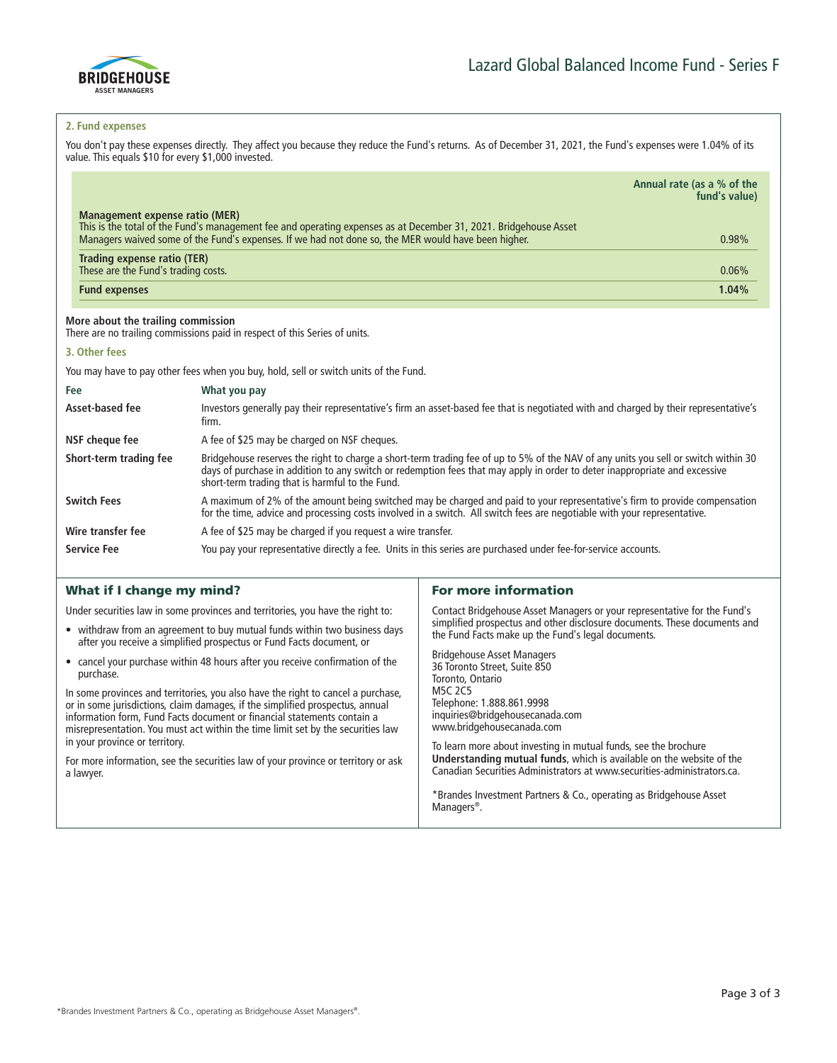# Lazard Global Balanced Income Fund - Series F

## 2. Fund expenses

You don't pay these expenses directly. They affect you because they reduce the Fund's returns. As of December 31, 2021, the Fund's expenses were 1.04% of its value. This equals $10 for every $1,000 invested.

| | Annual rate (as a % of the fund's value) |
|---|---|
| **Management expense ratio (MER)**<br>This is the total of the Fund's management fee and operating expenses as at December 31, 2021. Bridgehouse Asset Managers waived some of the Fund's expenses. If we had not done so, the MER would have been higher. | 0.98% |
| **Trading expense ratio (TER)**<br>These are the Fund's trading costs. | 0.06% |
| **Fund expenses** | **1.04%** |

**More about the trailing commission**
There are no trailing commissions paid in respect of this Series of units.

## 3. Other fees

You may have to pay other fees when you buy, hold, sell or switch units of the Fund.

| Fee | What you pay |
|---|---|
| **Asset-based fee** | Investors generally pay their representative's firm an asset-based fee that is negotiated with and charged by their representative's firm. |
| **NSF cheque fee** | A fee of $25 may be charged on NSF cheques. |
| **Short-term trading fee** | Bridgehouse reserves the right to charge a short-term trading fee of up to 5% of the NAV of any units you sell or switch within 30 days of purchase in addition to any switch or redemption fees that may apply in order to deter inappropriate and excessive short-term trading that is harmful to the Fund. |
| **Switch Fees** | A maximum of 2% of the amount being switched may be charged and paid to your representative's firm to provide compensation for the time, advice and processing costs involved in a switch. All switch fees are negotiable with your representative. |
| **Wire transfer fee** | A fee of $25 may be charged if you request a wire transfer. |
| **Service Fee** | You pay your representative directly a fee. Units in this series are purchased under fee-for-service accounts. |

## What if I change my mind?

Under securities law in some provinces and territories, you have the right to:

- withdraw from an agreement to buy mutual funds within two business days after you receive a simplified prospectus or Fund Facts document, or
- cancel your purchase within 48 hours after you receive confirmation of the purchase.

In some provinces and territories, you also have the right to cancel a purchase, or in some jurisdictions, claim damages, if the simplified prospectus, annual information form, Fund Facts document or financial statements contain a misrepresentation. You must act within the time limit set by the securities law in your province or territory.

For more information, see the securities law of your province or territory or ask a lawyer.

## For more information

Contact Bridgehouse Asset Managers or your representative for the Fund's simplified prospectus and other disclosure documents. These documents and the Fund Facts make up the Fund's legal documents.

Bridgehouse Asset Managers
36 Toronto Street, Suite 850
Toronto, Ontario
M5C 2C5
Telephone: 1.888.861.9998
inquiries@bridgehousecanada.com
www.bridgehousecanada.com

To learn more about investing in mutual funds, see the brochure **Understanding mutual funds**, which is available on the website of the Canadian Securities Administrators at www.securities-administrators.ca.

*Brandes Investment Partners & Co., operating as Bridgehouse Asset Managers®.